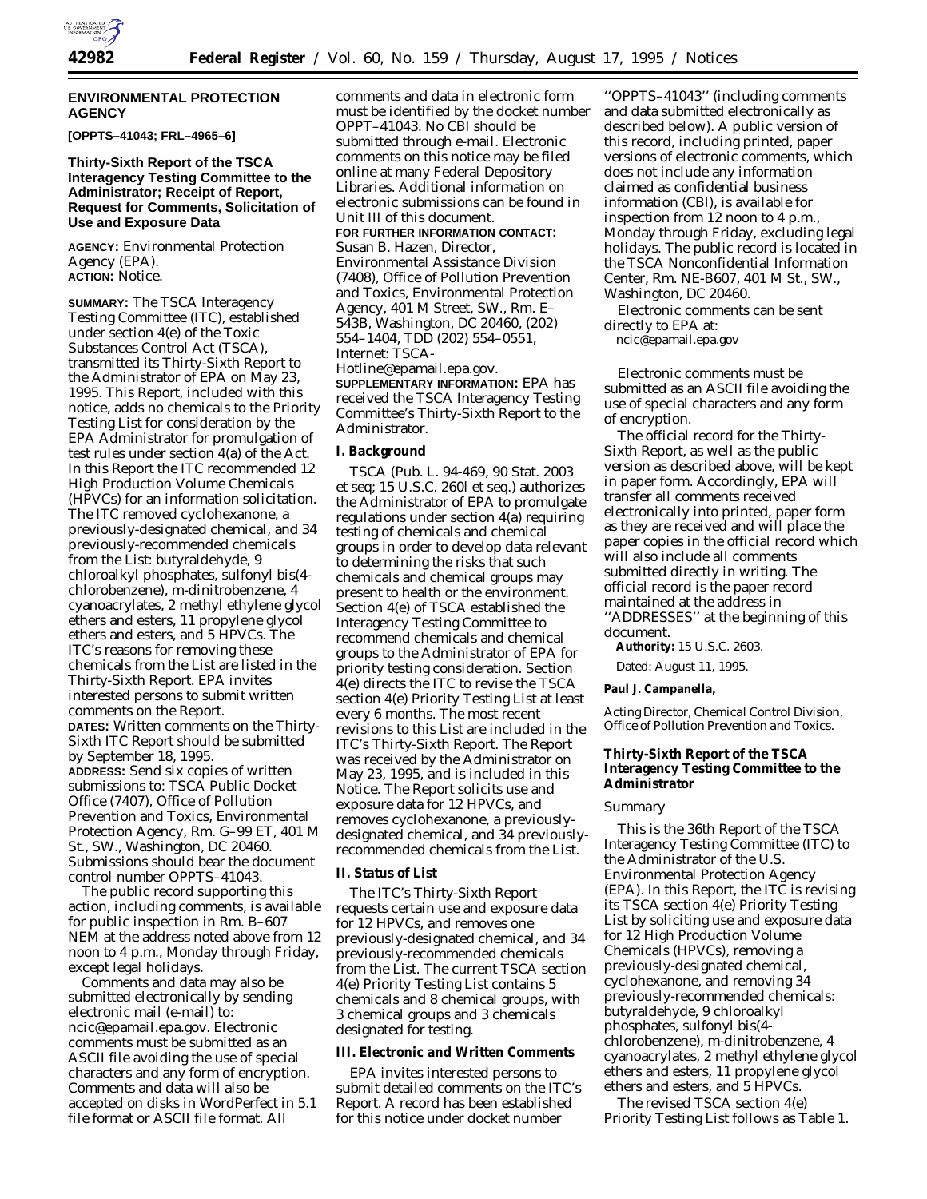## ENVIRONMENTAL PROTECTION AGENCY

**[OPPTS–41043; FRL–4965–6]**

### Thirty-Sixth Report of the TSCA Interagency Testing Committee to the Administrator; Receipt of Report, Request for Comments, Solicitation of Use and Exposure Data

**AGENCY:** Environmental Protection Agency (EPA).

**ACTION:** Notice.

**SUMMARY:** The TSCA Interagency Testing Committee (ITC), established under section 4(e) of the Toxic Substances Control Act (TSCA), transmitted its Thirty-Sixth Report to the Administrator of EPA on May 23, 1995. This Report, included with this notice, adds no chemicals to the Priority Testing List for consideration by the EPA Administrator for promulgation of test rules under section 4(a) of the Act. In this Report the ITC recommended 12 High Production Volume Chemicals (HPVCs) for an information solicitation. The ITC removed cyclohexanone, a previously-designated chemical, and 34 previously-recommended chemicals from the List: butyraldehyde, 9 chloroalkyl phosphates, sulfonyl bis(4-chlorobenzene), m-dinitrobenzene, 4 cyanoacrylates, 2 methyl ethylene glycol ethers and esters, 11 propylene glycol ethers and esters, and 5 HPVCs. The ITC's reasons for removing these chemicals from the List are listed in the Thirty-Sixth Report. EPA invites interested persons to submit written comments on the Report.

**DATES:** Written comments on the Thirty-Sixth ITC Report should be submitted by September 18, 1995.

**ADDRESS:** Send six copies of written submissions to: TSCA Public Docket Office (7407), Office of Pollution Prevention and Toxics, Environmental Protection Agency, Rm. G–99 ET, 401 M St., SW., Washington, DC 20460. Submissions should bear the document control number OPPTS–41043.

The public record supporting this action, including comments, is available for public inspection in Rm. B–607 NEM at the address noted above from 12 noon to 4 p.m., Monday through Friday, except legal holidays.

Comments and data may also be submitted electronically by sending electronic mail (e-mail) to: ncic@epamail.epa.gov. Electronic comments must be submitted as an ASCII file avoiding the use of special characters and any form of encryption. Comments and data will also be accepted on disks in WordPerfect in 5.1 file format or ASCII file format. All comments and data in electronic form must be identified by the docket number OPPT–41043. No CBI should be submitted through e-mail. Electronic comments on this notice may be filed online at many Federal Depository Libraries. Additional information on electronic submissions can be found in Unit III of this document.

**FOR FURTHER INFORMATION CONTACT:** Susan B. Hazen, Director, Environmental Assistance Division (7408), Office of Pollution Prevention and Toxics, Environmental Protection Agency, 401 M Street, SW., Rm. E–543B, Washington, DC 20460, (202) 554–1404, TDD (202) 554–0551, Internet: TSCA-Hotline@epamail.epa.gov.

**SUPPLEMENTARY INFORMATION:** EPA has received the TSCA Interagency Testing Committee's Thirty-Sixth Report to the Administrator.

#### I. Background

TSCA (Pub. L. 94-469, 90 Stat. 2003 et seq; 15 U.S.C. 260l et seq.) authorizes the Administrator of EPA to promulgate regulations under section 4(a) requiring testing of chemicals and chemical groups in order to develop data relevant to determining the risks that such chemicals and chemical groups may present to health or the environment. Section 4(e) of TSCA established the Interagency Testing Committee to recommend chemicals and chemical groups to the Administrator of EPA for priority testing consideration. Section 4(e) directs the ITC to revise the TSCA section 4(e) Priority Testing List at least every 6 months. The most recent revisions to this List are included in the ITC's Thirty-Sixth Report. The Report was received by the Administrator on May 23, 1995, and is included in this Notice. The Report solicits use and exposure data for 12 HPVCs, and removes cyclohexanone, a previously-designated chemical, and 34 previously-recommended chemicals from the List.

#### II. Status of List

The ITC's Thirty-Sixth Report requests certain use and exposure data for 12 HPVCs, and removes one previously-designated chemical, and 34 previously-recommended chemicals from the List. The current TSCA section 4(e) Priority Testing List contains 5 chemicals and 8 chemical groups, with 3 chemical groups and 3 chemicals designated for testing.

#### III. Electronic and Written Comments

EPA invites interested persons to submit detailed comments on the ITC's Report. A record has been established for this notice under docket number "OPPTS–41043" (including comments and data submitted electronically as described below). A public version of this record, including printed, paper versions of electronic comments, which does not include any information claimed as confidential business information (CBI), is available for inspection from 12 noon to 4 p.m., Monday through Friday, excluding legal holidays. The public record is located in the TSCA Nonconfidential Information Center, Rm. NE-B607, 401 M St., SW., Washington, DC 20460.

Electronic comments can be sent directly to EPA at:

ncic@epamail.epa.gov

Electronic comments must be submitted as an ASCII file avoiding the use of special characters and any form of encryption.

The official record for the Thirty-Sixth Report, as well as the public version as described above, will be kept in paper form. Accordingly, EPA will transfer all comments received electronically into printed, paper form as they are received and will place the paper copies in the official record which will also include all comments submitted directly in writing. The official record is the paper record maintained at the address in "ADDRESSES" at the beginning of this document.

**Authority:** 15 U.S.C. 2603.

Dated: August 11, 1995.

**Paul J. Campanella,**

*Acting Director, Chemical Control Division, Office of Pollution Prevention and Toxics.*

### Thirty-Sixth Report of the TSCA Interagency Testing Committee to the Administrator

*Summary*

This is the 36th Report of the TSCA Interagency Testing Committee (ITC) to the Administrator of the U.S. Environmental Protection Agency (EPA). In this Report, the ITC is revising its TSCA section 4(e) Priority Testing List by soliciting use and exposure data for 12 High Production Volume Chemicals (HPVCs), removing a previously-designated chemical, cyclohexanone, and removing 34 previously-recommended chemicals: butyraldehyde, 9 chloroalkyl phosphates, sulfonyl bis(4-chlorobenzene), m-dinitrobenzene, 4 cyanoacrylates, 2 methyl ethylene glycol ethers and esters, 11 propylene glycol ethers and esters, and 5 HPVCs.

The revised TSCA section 4(e) Priority Testing List follows as Table 1.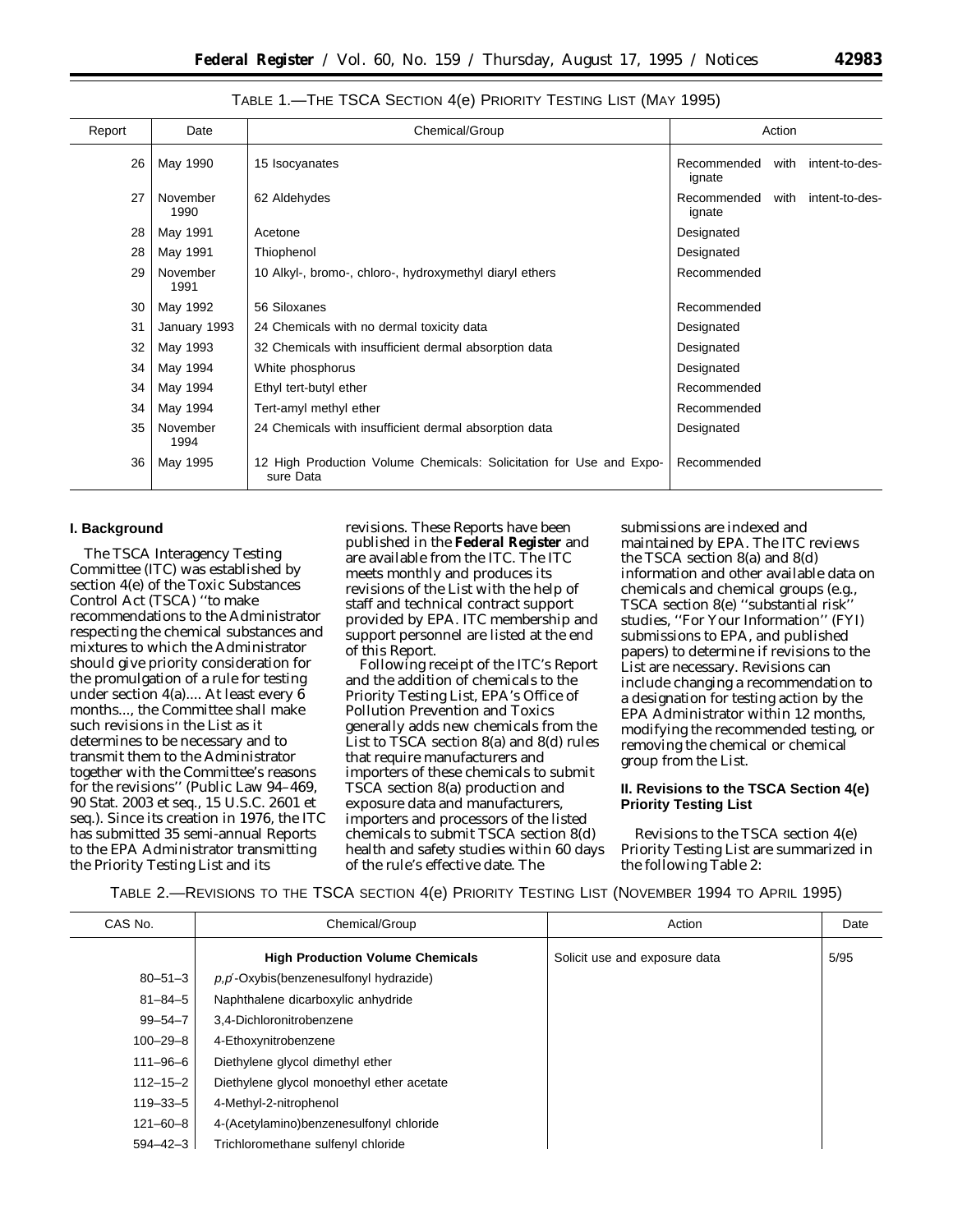TABLE 1.—THE TSCA SECTION 4(e) PRIORITY TESTING LIST (MAY 1995)

| Report | Date | Chemical/Group | Action |
|---|---|---|---|
| 26 | May 1990 | 15 Isocyanates | Recommended with intent-to-designate |
| 27 | November 1990 | 62 Aldehydes | Recommended with intent-to-designate |
| 28 | May 1991 | Acetone | Designated |
| 28 | May 1991 | Thiophenol | Designated |
| 29 | November 1991 | 10 Alkyl-, bromo-, chloro-, hydroxymethyl diaryl ethers | Recommended |
| 30 | May 1992 | 56 Siloxanes | Recommended |
| 31 | January 1993 | 24 Chemicals with no dermal toxicity data | Designated |
| 32 | May 1993 | 32 Chemicals with insufficient dermal absorption data | Designated |
| 34 | May 1994 | White phosphorus | Designated |
| 34 | May 1994 | Ethyl tert-butyl ether | Recommended |
| 34 | May 1994 | Tert-amyl methyl ether | Recommended |
| 35 | November 1994 | 24 Chemicals with insufficient dermal absorption data | Designated |
| 36 | May 1995 | 12 High Production Volume Chemicals: Solicitation for Use and Exposure Data | Recommended |

## I. Background

The TSCA Interagency Testing Committee (ITC) was established by section 4(e) of the Toxic Substances Control Act (TSCA) ''to make recommendations to the Administrator respecting the chemical substances and mixtures to which the Administrator should give priority consideration for the promulgation of a rule for testing under section 4(a).... At least every 6 months..., the Committee shall make such revisions in the List as it determines to be necessary and to transmit them to the Administrator together with the Committee's reasons for the revisions'' (Public Law 94–469, 90 Stat. 2003 et seq., 15 U.S.C. 2601 et seq.). Since its creation in 1976, the ITC has submitted 35 semi-annual Reports to the EPA Administrator transmitting the Priority Testing List and its revisions. These Reports have been published in the **Federal Register** and are available from the ITC. The ITC meets monthly and produces its revisions of the List with the help of staff and technical contract support provided by EPA. ITC membership and support personnel are listed at the end of this Report.

Following receipt of the ITC's Report and the addition of chemicals to the Priority Testing List, EPA's Office of Pollution Prevention and Toxics generally adds new chemicals from the List to TSCA section 8(a) and 8(d) rules that require manufacturers and importers of these chemicals to submit TSCA section 8(a) production and exposure data and manufacturers, importers and processors of the listed chemicals to submit TSCA section 8(d) health and safety studies within 60 days of the rule's effective date. The submissions are indexed and maintained by EPA. The ITC reviews the TSCA section 8(a) and 8(d) information and other available data on chemicals and chemical groups (e.g., TSCA section 8(e) ''substantial risk'' studies, ''For Your Information'' (FYI) submissions to EPA, and published papers) to determine if revisions to the List are necessary. Revisions can include changing a recommendation to a designation for testing action by the EPA Administrator within 12 months, modifying the recommended testing, or removing the chemical or chemical group from the List.

## II. Revisions to the TSCA Section 4(e) Priority Testing List

Revisions to the TSCA section 4(e) Priority Testing List are summarized in the following Table 2:

TABLE 2.—REVISIONS TO THE TSCA SECTION 4(e) PRIORITY TESTING LIST (NOVEMBER 1994 TO APRIL 1995)

| CAS No. | Chemical/Group | Action | Date |
|---|---|---|---|
| | **High Production Volume Chemicals** | Solicit use and exposure data | 5/95 |
| 80–51–3 | *p,p'*-Oxybis(benzenesulfonyl hydrazide) | | |
| 81–84–5 | Naphthalene dicarboxylic anhydride | | |
| 99–54–7 | 3,4-Dichloronitrobenzene | | |
| 100–29–8 | 4-Ethoxynitrobenzene | | |
| 111–96–6 | Diethylene glycol dimethyl ether | | |
| 112–15–2 | Diethylene glycol monoethyl ether acetate | | |
| 119–33–5 | 4-Methyl-2-nitrophenol | | |
| 121–60–8 | 4-(Acetylamino)benzenesulfonyl chloride | | |
| 594–42–3 | Trichloromethane sulfenyl chloride | | |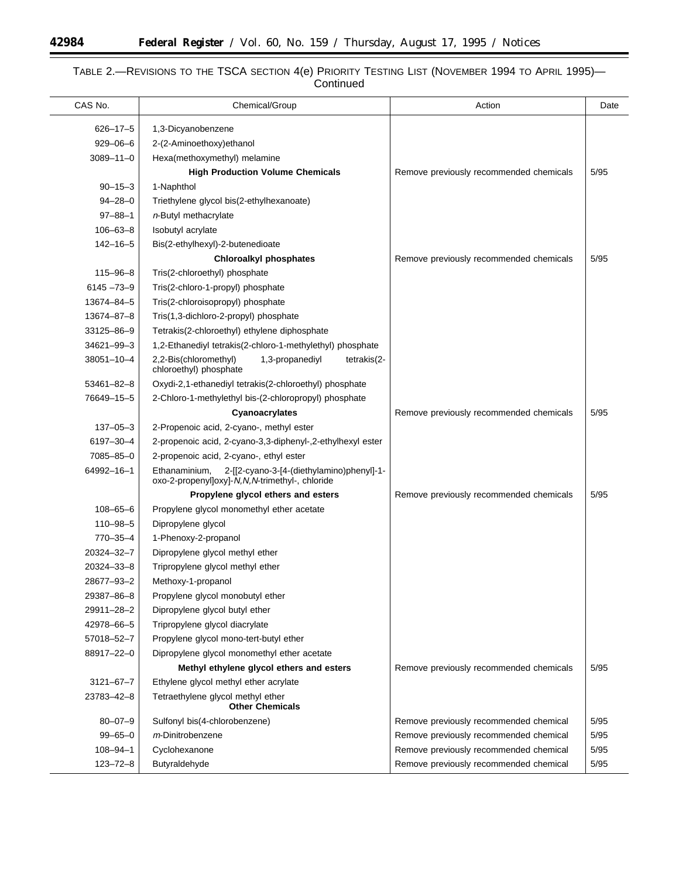TABLE 2.—REVISIONS TO THE TSCA SECTION 4(e) PRIORITY TESTING LIST (NOVEMBER 1994 TO APRIL 1995)—Continued

| CAS No. | Chemical/Group | Action | Date |
|---|---|---|---|
| 626–17–5 | 1,3-Dicyanobenzene | | |
| 929–06–6 | 2-(2-Aminoethoxy)ethanol | | |
| 3089–11–0 | Hexa(methoxymethyl) melamine | | |
| | **High Production Volume Chemicals** | Remove previously recommended chemicals | 5/95 |
| 90–15–3 | 1-Naphthol | | |
| 94–28–0 | Triethylene glycol bis(2-ethylhexanoate) | | |
| 97–88–1 | *n*-Butyl methacrylate | | |
| 106–63–8 | Isobutyl acrylate | | |
| 142–16–5 | Bis(2-ethylhexyl)-2-butenedioate | | |
| | **Chloroalkyl phosphates** | Remove previously recommended chemicals | 5/95 |
| 115–96–8 | Tris(2-chloroethyl) phosphate | | |
| 6145 –73–9 | Tris(2-chloro-1-propyl) phosphate | | |
| 13674–84–5 | Tris(2-chloroisopropyl) phosphate | | |
| 13674–87–8 | Tris(1,3-dichloro-2-propyl) phosphate | | |
| 33125–86–9 | Tetrakis(2-chloroethyl) ethylene diphosphate | | |
| 34621–99–3 | 1,2-Ethanediyl tetrakis(2-chloro-1-methylethyl) phosphate | | |
| 38051–10–4 | 2,2-Bis(chloromethyl) 1,3-propanediyl tetrakis(2-chloroethyl) phosphate | | |
| 53461–82–8 | Oxydi-2,1-ethanediyl tetrakis(2-chloroethyl) phosphate | | |
| 76649–15–5 | 2-Chloro-1-methylethyl bis-(2-chloropropyl) phosphate | | |
| | **Cyanoacrylates** | Remove previously recommended chemicals | 5/95 |
| 137–05–3 | 2-Propenoic acid, 2-cyano-, methyl ester | | |
| 6197–30–4 | 2-propenoic acid, 2-cyano-3,3-diphenyl-,2-ethylhexyl ester | | |
| 7085–85–0 | 2-propenoic acid, 2-cyano-, ethyl ester | | |
| 64992–16–1 | Ethanaminium, 2-[[2-cyano-3-[4-(diethylamino)phenyl]-1-oxo-2-propenyl]oxy]-*N,N,N*-trimethyl-, chloride | | |
| | **Propylene glycol ethers and esters** | Remove previously recommended chemicals | 5/95 |
| 108–65–6 | Propylene glycol monomethyl ether acetate | | |
| 110–98–5 | Dipropylene glycol | | |
| 770–35–4 | 1-Phenoxy-2-propanol | | |
| 20324–32–7 | Dipropylene glycol methyl ether | | |
| 20324–33–8 | Tripropylene glycol methyl ether | | |
| 28677–93–2 | Methoxy-1-propanol | | |
| 29387–86–8 | Propylene glycol monobutyl ether | | |
| 29911–28–2 | Dipropylene glycol butyl ether | | |
| 42978–66–5 | Tripropylene glycol diacrylate | | |
| 57018–52–7 | Propylene glycol mono-tert-butyl ether | | |
| 88917–22–0 | Dipropylene glycol monomethyl ether acetate | | |
| | **Methyl ethylene glycol ethers and esters** | Remove previously recommended chemicals | 5/95 |
| 3121–67–7 | Ethylene glycol methyl ether acrylate | | |
| 23783–42–8 | Tetraethylene glycol methyl ether | | |
| | **Other Chemicals** | | |
| 80–07–9 | Sulfonyl bis(4-chlorobenzene) | Remove previously recommended chemical | 5/95 |
| 99–65–0 | *m*-Dinitrobenzene | Remove previously recommended chemical | 5/95 |
| 108–94–1 | Cyclohexanone | Remove previously recommended chemical | 5/95 |
| 123–72–8 | Butyraldehyde | Remove previously recommended chemical | 5/95 |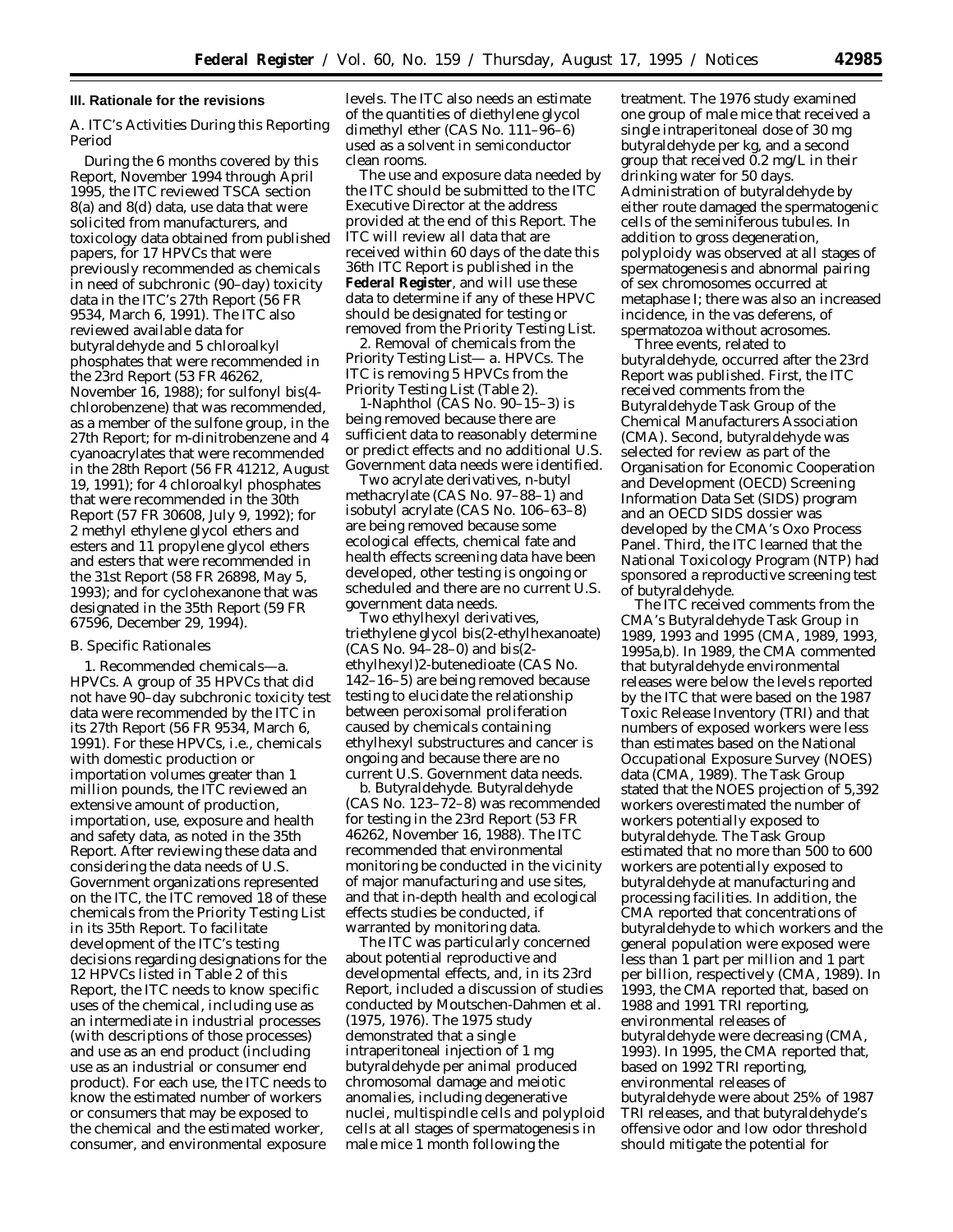## III. Rationale for the revisions

*A. ITC's Activities During this Reporting Period*

During the 6 months covered by this Report, November 1994 through April 1995, the ITC reviewed TSCA section 8(a) and 8(d) data, use data that were solicited from manufacturers, and toxicology data obtained from published papers, for 17 HPVCs that were previously recommended as chemicals in need of subchronic (90–day) toxicity data in the ITC's 27th Report (56 FR 9534, March 6, 1991). The ITC also reviewed available data for butyraldehyde and 5 chloroalkyl phosphates that were recommended in the 23rd Report (53 FR 46262, November 16, 1988); for sulfonyl bis(4-chlorobenzene) that was recommended, as a member of the sulfone group, in the 27th Report; for m-dinitrobenzene and 4 cyanoacrylates that were recommended in the 28th Report (56 FR 41212, August 19, 1991); for 4 chloroalkyl phosphates that were recommended in the 30th Report (57 FR 30608, July 9, 1992); for 2 methyl ethylene glycol ethers and esters and 11 propylene glycol ethers and esters that were recommended in the 31st Report (58 FR 26898, May 5, 1993); and for cyclohexanone that was designated in the 35th Report (59 FR 67596, December 29, 1994).

*B. Specific Rationales*

1. *Recommended chemicals*—a. *HPVCs*. A group of 35 HPVCs that did not have 90–day subchronic toxicity test data were recommended by the ITC in its 27th Report (56 FR 9534, March 6, 1991). For these HPVCs, i.e., chemicals with domestic production or importation volumes greater than 1 million pounds, the ITC reviewed an extensive amount of production, importation, use, exposure and health and safety data, as noted in the 35th Report. After reviewing these data and considering the data needs of U.S. Government organizations represented on the ITC, the ITC removed 18 of these chemicals from the Priority Testing List in its 35th Report. To facilitate development of the ITC's testing decisions regarding designations for the 12 HPVCs listed in Table 2 of this Report, the ITC needs to know specific uses of the chemical, including use as an intermediate in industrial processes (with descriptions of those processes) and use as an end product (including use as an industrial or consumer end product). For each use, the ITC needs to know the estimated number of workers or consumers that may be exposed to the chemical and the estimated worker, consumer, and environmental exposure levels. The ITC also needs an estimate of the quantities of diethylene glycol dimethyl ether (CAS No. 111–96–6) used as a solvent in semiconductor clean rooms.

The use and exposure data needed by the ITC should be submitted to the ITC Executive Director at the address provided at the end of this Report. The ITC will review all data that are received within 60 days of the date this 36th ITC Report is published in the **Federal Register**, and will use these data to determine if any of these HPVC should be designated for testing or removed from the Priority Testing List.

2. *Removal of chemicals from the Priority Testing List*— a. *HPVCs*. The ITC is removing 5 HPVCs from the Priority Testing List (Table 2).

1-Naphthol (CAS No. 90–15–3) is being removed because there are sufficient data to reasonably determine or predict effects and no additional U.S. Government data needs were identified.

Two acrylate derivatives, n-butyl methacrylate (CAS No. 97–88–1) and isobutyl acrylate (CAS No. 106–63–8) are being removed because some ecological effects, chemical fate and health effects screening data have been developed, other testing is ongoing or scheduled and there are no current U.S. government data needs.

Two ethylhexyl derivatives, triethylene glycol bis(2-ethylhexanoate) (CAS No. 94–28–0) and bis(2-ethylhexyl)2-butenedioate (CAS No. 142–16–5) are being removed because testing to elucidate the relationship between peroxisomal proliferation caused by chemicals containing ethylhexyl substructures and cancer is ongoing and because there are no current U.S. Government data needs.

b. *Butyraldehyde*. Butyraldehyde (CAS No. 123–72–8) was recommended for testing in the 23rd Report (53 FR 46262, November 16, 1988). The ITC recommended that environmental monitoring be conducted in the vicinity of major manufacturing and use sites, and that in-depth health and ecological effects studies be conducted, if warranted by monitoring data.

The ITC was particularly concerned about potential reproductive and developmental effects, and, in its 23rd Report, included a discussion of studies conducted by Moutschen-Dahmen et al. (1975, 1976). The 1975 study demonstrated that a single intraperitoneal injection of 1 mg butyraldehyde per animal produced chromosomal damage and meiotic anomalies, including degenerative nuclei, multispindle cells and polyploid cells at all stages of spermatogenesis in male mice 1 month following the treatment. The 1976 study examined one group of male mice that received a single intraperitoneal dose of 30 mg butyraldehyde per kg, and a second group that received 0.2 mg/L in their drinking water for 50 days. Administration of butyraldehyde by either route damaged the spermatogenic cells of the seminiferous tubules. In addition to gross degeneration, polyploidy was observed at all stages of spermatogenesis and abnormal pairing of sex chromosomes occurred at metaphase I; there was also an increased incidence, in the vas deferens, of spermatozoa without acrosomes.

Three events, related to butyraldehyde, occurred after the 23rd Report was published. First, the ITC received comments from the Butyraldehyde Task Group of the Chemical Manufacturers Association (CMA). Second, butyraldehyde was selected for review as part of the Organisation for Economic Cooperation and Development (OECD) Screening Information Data Set (SIDS) program and an OECD SIDS dossier was developed by the CMA's Oxo Process Panel. Third, the ITC learned that the National Toxicology Program (NTP) had sponsored a reproductive screening test of butyraldehyde.

The ITC received comments from the CMA's Butyraldehyde Task Group in 1989, 1993 and 1995 (CMA, 1989, 1993, 1995a,b). In 1989, the CMA commented that butyraldehyde environmental releases were below the levels reported by the ITC that were based on the 1987 Toxic Release Inventory (TRI) and that numbers of exposed workers were less than estimates based on the National Occupational Exposure Survey (NOES) data (CMA, 1989). The Task Group stated that the NOES projection of 5,392 workers overestimated the number of workers potentially exposed to butyraldehyde. The Task Group estimated that no more than 500 to 600 workers are potentially exposed to butyraldehyde at manufacturing and processing facilities. In addition, the CMA reported that concentrations of butyraldehyde to which workers and the general population were exposed were less than 1 part per million and 1 part per billion, respectively (CMA, 1989). In 1993, the CMA reported that, based on 1988 and 1991 TRI reporting, environmental releases of butyraldehyde were decreasing (CMA, 1993). In 1995, the CMA reported that, based on 1992 TRI reporting, environmental releases of butyraldehyde were about 25% of 1987 TRI releases, and that butyraldehyde's offensive odor and low odor threshold should mitigate the potential for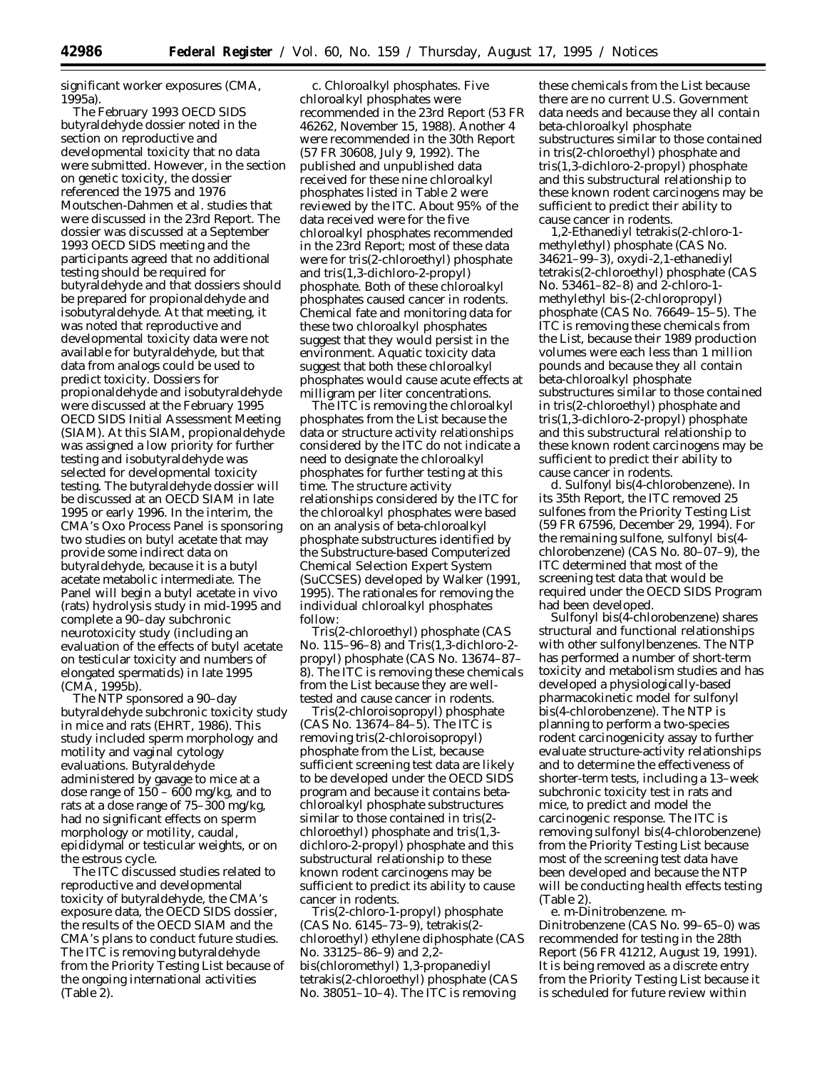significant worker exposures (CMA, 1995a).

The February 1993 OECD SIDS butyraldehyde dossier noted in the section on reproductive and developmental toxicity that no data were submitted. However, in the section on genetic toxicity, the dossier referenced the 1975 and 1976 Moutschen-Dahmen et al. studies that were discussed in the 23rd Report. The dossier was discussed at a September 1993 OECD SIDS meeting and the participants agreed that no additional testing should be required for butyraldehyde and that dossiers should be prepared for propionaldehyde and isobutyraldehyde. At that meeting, it was noted that reproductive and developmental toxicity data were not available for butyraldehyde, but that data from analogs could be used to predict toxicity. Dossiers for propionaldehyde and isobutyraldehyde were discussed at the February 1995 OECD SIDS Initial Assessment Meeting (SIAM). At this SIAM, propionaldehyde was assigned a low priority for further testing and isobutyraldehyde was selected for developmental toxicity testing. The butyraldehyde dossier will be discussed at an OECD SIAM in late 1995 or early 1996. In the interim, the CMA's Oxo Process Panel is sponsoring two studies on butyl acetate that may provide some indirect data on butyraldehyde, because it is a butyl acetate metabolic intermediate. The Panel will begin a butyl acetate in vivo (rats) hydrolysis study in mid-1995 and complete a 90–day subchronic neurotoxicity study (including an evaluation of the effects of butyl acetate on testicular toxicity and numbers of elongated spermatids) in late 1995 (CMA, 1995b).

The NTP sponsored a 90–day butyraldehyde subchronic toxicity study in mice and rats (EHRT, 1986). This study included sperm morphology and motility and vaginal cytology evaluations. Butyraldehyde administered by gavage to mice at a dose range of 150 – 600 mg/kg, and to rats at a dose range of 75–300 mg/kg, had no significant effects on sperm morphology or motility, caudal, epididymal or testicular weights, or on the estrous cycle.

The ITC discussed studies related to reproductive and developmental toxicity of butyraldehyde, the CMA's exposure data, the OECD SIDS dossier, the results of the OECD SIAM and the CMA's plans to conduct future studies. The ITC is removing butyraldehyde from the Priority Testing List because of the ongoing international activities (Table 2).

*c. Chloroalkyl phosphates.* Five chloroalkyl phosphates were recommended in the 23rd Report (53 FR 46262, November 15, 1988). Another 4 were recommended in the 30th Report (57 FR 30608, July 9, 1992). The published and unpublished data received for these nine chloroalkyl phosphates listed in Table 2 were reviewed by the ITC. About 95% of the data received were for the five chloroalkyl phosphates recommended in the 23rd Report; most of these data were for tris(2-chloroethyl) phosphate and tris(1,3-dichloro-2-propyl) phosphate. Both of these chloroalkyl phosphates caused cancer in rodents. Chemical fate and monitoring data for these two chloroalkyl phosphates suggest that they would persist in the environment. Aquatic toxicity data suggest that both these chloroalkyl phosphates would cause acute effects at milligram per liter concentrations.

The ITC is removing the chloroalkyl phosphates from the List because the data or structure activity relationships considered by the ITC do not indicate a need to designate the chloroalkyl phosphates for further testing at this time. The structure activity relationships considered by the ITC for the chloroalkyl phosphates were based on an analysis of beta-chloroalkyl phosphate substructures identified by the Substructure-based Computerized Chemical Selection Expert System (SuCCSES) developed by Walker (1991, 1995). The rationales for removing the individual chloroalkyl phosphates follow:

Tris(2-chloroethyl) phosphate (CAS No. 115–96–8) and Tris(1,3-dichloro-2-propyl) phosphate (CAS No. 13674–87–8). The ITC is removing these chemicals from the List because they are well-tested and cause cancer in rodents.

Tris(2-chloroisopropyl) phosphate (CAS No. 13674–84–5). The ITC is removing tris(2-chloroisopropyl) phosphate from the List, because sufficient screening test data are likely to be developed under the OECD SIDS program and because it contains beta-chloroalkyl phosphate substructures similar to those contained in tris(2-chloroethyl) phosphate and tris(1,3-dichloro-2-propyl) phosphate and this substructural relationship to these known rodent carcinogens may be sufficient to predict its ability to cause cancer in rodents.

Tris(2-chloro-1-propyl) phosphate (CAS No. 6145–73–9), tetrakis(2-chloroethyl) ethylene diphosphate (CAS No. 33125–86–9) and 2,2-bis(chloromethyl) 1,3-propanediyl tetrakis(2-chloroethyl) phosphate (CAS No. 38051–10–4). The ITC is removing these chemicals from the List because there are no current U.S. Government data needs and because they all contain beta-chloroalkyl phosphate substructures similar to those contained in tris(2-chloroethyl) phosphate and tris(1,3-dichloro-2-propyl) phosphate and this substructural relationship to these known rodent carcinogens may be sufficient to predict their ability to cause cancer in rodents.

1,2-Ethanediyl tetrakis(2-chloro-1-methylethyl) phosphate (CAS No. 34621–99–3), oxydi-2,1-ethanediyl tetrakis(2-chloroethyl) phosphate (CAS No. 53461–82–8) and 2-chloro-1-methylethyl bis-(2-chloropropyl) phosphate (CAS No. 76649–15–5). The ITC is removing these chemicals from the List, because their 1989 production volumes were each less than 1 million pounds and because they all contain beta-chloroalkyl phosphate substructures similar to those contained in tris(2-chloroethyl) phosphate and tris(1,3-dichloro-2-propyl) phosphate and this substructural relationship to these known rodent carcinogens may be sufficient to predict their ability to cause cancer in rodents.

*d. Sulfonyl bis(4-chlorobenzene).* In its 35th Report, the ITC removed 25 sulfones from the Priority Testing List (59 FR 67596, December 29, 1994). For the remaining sulfone, sulfonyl bis(4-chlorobenzene) (CAS No. 80–07–9), the ITC determined that most of the screening test data that would be required under the OECD SIDS Program had been developed.

Sulfonyl bis(4-chlorobenzene) shares structural and functional relationships with other sulfonylbenzenes. The NTP has performed a number of short-term toxicity and metabolism studies and has developed a physiologically-based pharmacokinetic model for sulfonyl bis(4-chlorobenzene). The NTP is planning to perform a two-species rodent carcinogenicity assay to further evaluate structure-activity relationships and to determine the effectiveness of shorter-term tests, including a 13–week subchronic toxicity test in rats and mice, to predict and model the carcinogenic response. The ITC is removing sulfonyl bis(4-chlorobenzene) from the Priority Testing List because most of the screening test data have been developed and because the NTP will be conducting health effects testing (Table 2).

*e. m-Dinitrobenzene.* m-Dinitrobenzene (CAS No. 99–65–0) was recommended for testing in the 28th Report (56 FR 41212, August 19, 1991). It is being removed as a discrete entry from the Priority Testing List because it is scheduled for future review within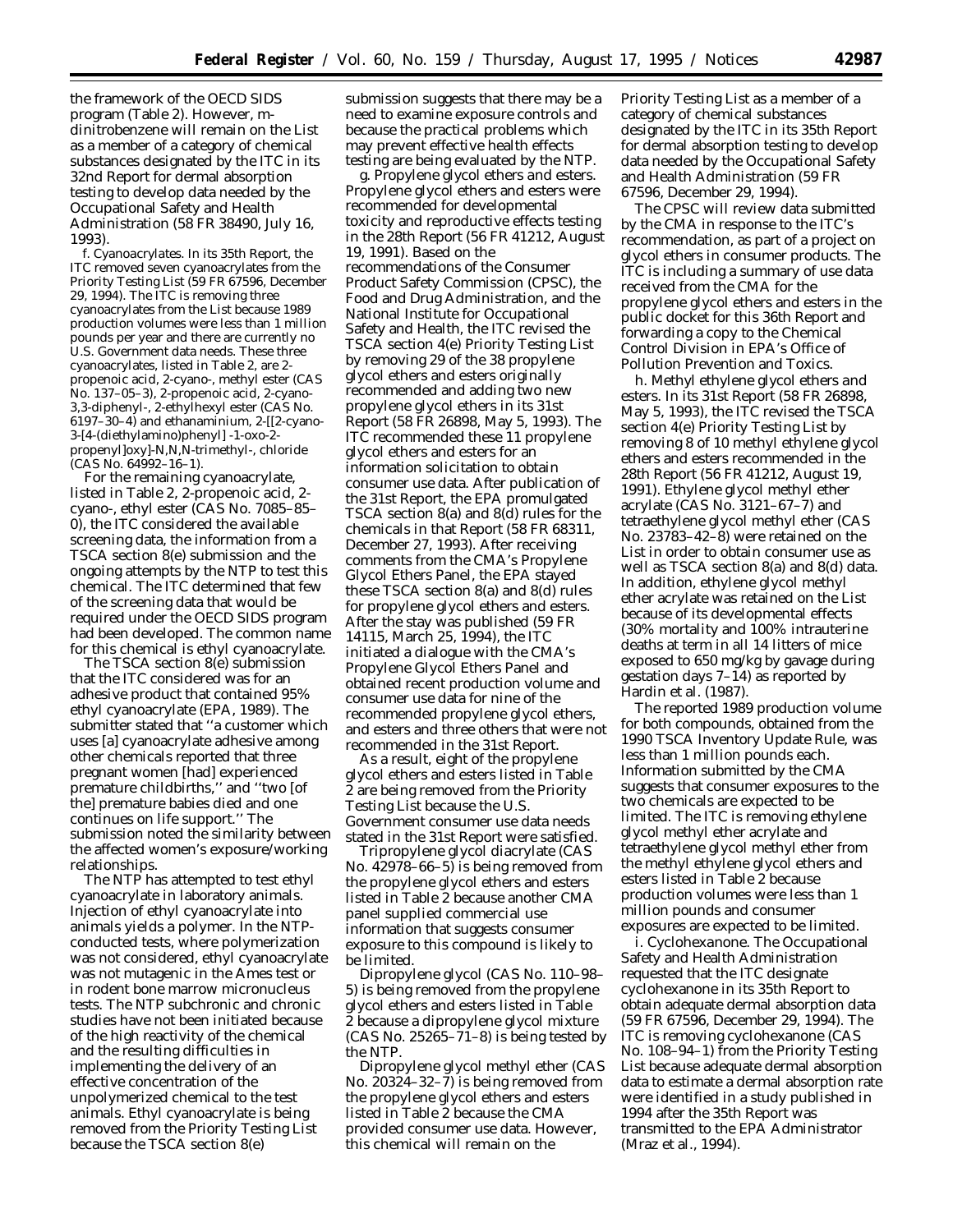the framework of the OECD SIDS program (Table 2). However, m-dinitrobenzene will remain on the List as a member of a category of chemical substances designated by the ITC in its 32nd Report for dermal absorption testing to develop data needed by the Occupational Safety and Health Administration (58 FR 38490, July 16, 1993).

*f. Cyanoacrylates.* In its 35th Report, the ITC removed seven cyanoacrylates from the Priority Testing List (59 FR 67596, December 29, 1994). The ITC is removing three cyanoacrylates from the List because 1989 production volumes were less than 1 million pounds per year and there are currently no U.S. Government data needs. These three cyanoacrylates, listed in Table 2, are 2-propenoic acid, 2-cyano-, methyl ester (CAS No. 137–05–3), 2-propenoic acid, 2-cyano-3,3-diphenyl-, 2-ethylhexyl ester (CAS No. 6197–30–4) and ethanaminium, 2-[[2-cyano-3-[4-(diethylamino)phenyl] -1-oxo-2-propenyl]oxy]-N,N,N-trimethyl-, chloride (CAS No. 64992–16–1).

For the remaining cyanoacrylate, listed in Table 2, 2-propenoic acid, 2-cyano-, ethyl ester (CAS No. 7085–85–0), the ITC considered the available screening data, the information from a TSCA section 8(e) submission and the ongoing attempts by the NTP to test this chemical. The ITC determined that few of the screening data that would be required under the OECD SIDS program had been developed. The common name for this chemical is ethyl cyanoacrylate.

The TSCA section 8(e) submission that the ITC considered was for an adhesive product that contained 95% ethyl cyanoacrylate (EPA, 1989). The submitter stated that ''a customer which uses [a] cyanoacrylate adhesive among other chemicals reported that three pregnant women [had] experienced premature childbirths,'' and ''two [of the] premature babies died and one continues on life support.'' The submission noted the similarity between the affected women's exposure/working relationships.

The NTP has attempted to test ethyl cyanoacrylate in laboratory animals. Injection of ethyl cyanoacrylate into animals yields a polymer. In the NTP-conducted tests, where polymerization was not considered, ethyl cyanoacrylate was not mutagenic in the Ames test or in rodent bone marrow micronucleus tests. The NTP subchronic and chronic studies have not been initiated because of the high reactivity of the chemical and the resulting difficulties in implementing the delivery of an effective concentration of the unpolymerized chemical to the test animals. Ethyl cyanoacrylate is being removed from the Priority Testing List because the TSCA section 8(e) submission suggests that there may be a need to examine exposure controls and because the practical problems which may prevent effective health effects testing are being evaluated by the NTP.

*g. Propylene glycol ethers and esters.* Propylene glycol ethers and esters were recommended for developmental toxicity and reproductive effects testing in the 28th Report (56 FR 41212, August 19, 1991). Based on the recommendations of the Consumer Product Safety Commission (CPSC), the Food and Drug Administration, and the National Institute for Occupational Safety and Health, the ITC revised the TSCA section 4(e) Priority Testing List by removing 29 of the 38 propylene glycol ethers and esters originally recommended and adding two new propylene glycol ethers in its 31st Report (58 FR 26898, May 5, 1993). The ITC recommended these 11 propylene glycol ethers and esters for an information solicitation to obtain consumer use data. After publication of the 31st Report, the EPA promulgated TSCA section 8(a) and 8(d) rules for the chemicals in that Report (58 FR 68311, December 27, 1993). After receiving comments from the CMA's Propylene Glycol Ethers Panel, the EPA stayed these TSCA section 8(a) and 8(d) rules for propylene glycol ethers and esters. After the stay was published (59 FR 14115, March 25, 1994), the ITC initiated a dialogue with the CMA's Propylene Glycol Ethers Panel and obtained recent production volume and consumer use data for nine of the recommended propylene glycol ethers, and esters and three others that were not recommended in the 31st Report.

As a result, eight of the propylene glycol ethers and esters listed in Table 2 are being removed from the Priority Testing List because the U.S. Government consumer use data needs stated in the 31st Report were satisfied.

Tripropylene glycol diacrylate (CAS No. 42978–66–5) is being removed from the propylene glycol ethers and esters listed in Table 2 because another CMA panel supplied commercial use information that suggests consumer exposure to this compound is likely to be limited.

Dipropylene glycol (CAS No. 110–98–5) is being removed from the propylene glycol ethers and esters listed in Table 2 because a dipropylene glycol mixture (CAS No. 25265–71–8) is being tested by the NTP.

Dipropylene glycol methyl ether (CAS No. 20324–32–7) is being removed from the propylene glycol ethers and esters listed in Table 2 because the CMA provided consumer use data. However, this chemical will remain on the Priority Testing List as a member of a category of chemical substances designated by the ITC in its 35th Report for dermal absorption testing to develop data needed by the Occupational Safety and Health Administration (59 FR 67596, December 29, 1994).

The CPSC will review data submitted by the CMA in response to the ITC's recommendation, as part of a project on glycol ethers in consumer products. The ITC is including a summary of use data received from the CMA for the propylene glycol ethers and esters in the public docket for this 36th Report and forwarding a copy to the Chemical Control Division in EPA's Office of Pollution Prevention and Toxics.

*h. Methyl ethylene glycol ethers and esters.* In its 31st Report (58 FR 26898, May 5, 1993), the ITC revised the TSCA section 4(e) Priority Testing List by removing 8 of 10 methyl ethylene glycol ethers and esters recommended in the 28th Report (56 FR 41212, August 19, 1991). Ethylene glycol methyl ether acrylate (CAS No. 3121–67–7) and tetraethylene glycol methyl ether (CAS No. 23783–42–8) were retained on the List in order to obtain consumer use as well as TSCA section 8(a) and 8(d) data. In addition, ethylene glycol methyl ether acrylate was retained on the List because of its developmental effects (30% mortality and 100% intrauterine deaths at term in all 14 litters of mice exposed to 650 mg/kg by gavage during gestation days 7–14) as reported by Hardin et al. (1987).

The reported 1989 production volume for both compounds, obtained from the 1990 TSCA Inventory Update Rule, was less than 1 million pounds each. Information submitted by the CMA suggests that consumer exposures to the two chemicals are expected to be limited. The ITC is removing ethylene glycol methyl ether acrylate and tetraethylene glycol methyl ether from the methyl ethylene glycol ethers and esters listed in Table 2 because production volumes were less than 1 million pounds and consumer exposures are expected to be limited.

*i. Cyclohexanone.* The Occupational Safety and Health Administration requested that the ITC designate cyclohexanone in its 35th Report to obtain adequate dermal absorption data (59 FR 67596, December 29, 1994). The ITC is removing cyclohexanone (CAS No. 108–94–1) from the Priority Testing List because adequate dermal absorption data to estimate a dermal absorption rate were identified in a study published in 1994 after the 35th Report was transmitted to the EPA Administrator (Mraz et al., 1994).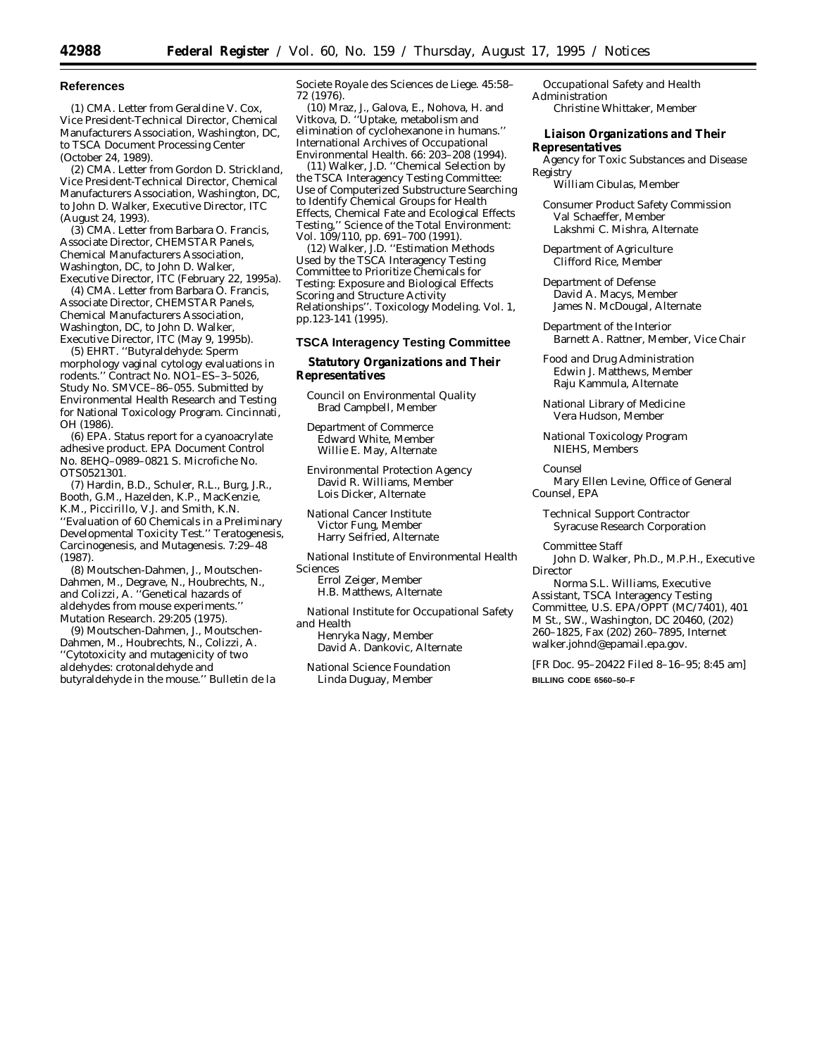## References

(1) CMA. Letter from Geraldine V. Cox, Vice President-Technical Director, Chemical Manufacturers Association, Washington, DC, to TSCA Document Processing Center (October 24, 1989).

(2) CMA. Letter from Gordon D. Strickland, Vice President-Technical Director, Chemical Manufacturers Association, Washington, DC, to John D. Walker, Executive Director, ITC (August 24, 1993).

(3) CMA. Letter from Barbara O. Francis, Associate Director, CHEMSTAR Panels, Chemical Manufacturers Association, Washington, DC, to John D. Walker, Executive Director, ITC (February 22, 1995a).

(4) CMA. Letter from Barbara O. Francis, Associate Director, CHEMSTAR Panels, Chemical Manufacturers Association, Washington, DC, to John D. Walker, Executive Director, ITC (May 9, 1995b).

(5) EHRT. ''Butyraldehyde: Sperm morphology vaginal cytology evaluations in rodents.'' Contract No. NO1–ES–3–5026, Study No. SMVCE–86–055. Submitted by Environmental Health Research and Testing for National Toxicology Program. Cincinnati, OH (1986).

(6) EPA. Status report for a cyanoacrylate adhesive product. EPA Document Control No. 8EHQ–0989–0821 S. Microfiche No. OTS0521301.

(7) Hardin, B.D., Schuler, R.L., Burg, J.R., Booth, G.M., Hazelden, K.P., MacKenzie, K.M., Piccirillo, V.J. and Smith, K.N. ''Evaluation of 60 Chemicals in a Preliminary Developmental Toxicity Test.'' Teratogenesis, Carcinogenesis, and Mutagenesis. 7:29–48 (1987).

(8) Moutschen-Dahmen, J., Moutschen-Dahmen, M., Degrave, N., Houbrechts, N., and Colizzi, A. ''Genetical hazards of aldehydes from mouse experiments.'' Mutation Research. 29:205 (1975).

(9) Moutschen-Dahmen, J., Moutschen-Dahmen, M., Houbrechts, N., Colizzi, A. ''Cytotoxicity and mutagenicity of two aldehydes: crotonaldehyde and butyraldehyde in the mouse.'' Bulletin de la Societe Royale des Sciences de Liege. 45:58–72 (1976).

(10) Mraz, J., Galova, E., Nohova, H. and Vitkova, D. ''Uptake, metabolism and elimination of cyclohexanone in humans.'' International Archives of Occupational Environmental Health. 66: 203–208 (1994).

(11) Walker, J.D. ''Chemical Selection by the TSCA Interagency Testing Committee: Use of Computerized Substructure Searching to Identify Chemical Groups for Health Effects, Chemical Fate and Ecological Effects Testing,'' Science of the Total Environment: Vol. 109/110, pp. 691–700 (1991).

(12) Walker, J.D. ''Estimation Methods Used by the TSCA Interagency Testing Committee to Prioritize Chemicals for Testing: Exposure and Biological Effects Scoring and Structure Activity Relationships''. Toxicology Modeling. Vol. 1, pp.123-141 (1995).

### TSCA Interagency Testing Committee

#### Statutory Organizations and Their Representatives

Council on Environmental Quality
Brad Campbell, Member

Department of Commerce
Edward White, Member
Willie E. May, Alternate

Environmental Protection Agency
David R. Williams, Member
Lois Dicker, Alternate

National Cancer Institute
Victor Fung, Member
Harry Seifried, Alternate

National Institute of Environmental Health Sciences
Errol Zeiger, Member
H.B. Matthews, Alternate

National Institute for Occupational Safety and Health
Henryka Nagy, Member
David A. Dankovic, Alternate

National Science Foundation
Linda Duguay, Member

Occupational Safety and Health Administration
Christine Whittaker, Member

#### Liaison Organizations and Their Representatives

Agency for Toxic Substances and Disease Registry
William Cibulas, Member

Consumer Product Safety Commission
Val Schaeffer, Member
Lakshmi C. Mishra, Alternate

Department of Agriculture
Clifford Rice, Member

Department of Defense
David A. Macys, Member
James N. McDougal, Alternate

Department of the Interior
Barnett A. Rattner, Member, Vice Chair

Food and Drug Administration
Edwin J. Matthews, Member
Raju Kammula, Alternate

National Library of Medicine
Vera Hudson, Member

National Toxicology Program
NIEHS, Members

Counsel
Mary Ellen Levine, Office of General Counsel, EPA

Technical Support Contractor
Syracuse Research Corporation

Committee Staff
John D. Walker, Ph.D., M.P.H., Executive Director
Norma S.L. Williams, Executive Assistant, TSCA Interagency Testing Committee, U.S. EPA/OPPT (MC/7401), 401 M St., SW., Washington, DC 20460, (202) 260–1825, Fax (202) 260–7895, Internet walker.johnd@epamail.epa.gov.

[FR Doc. 95–20422 Filed 8–16–95; 8:45 am]

**BILLING CODE 6560–50–F**